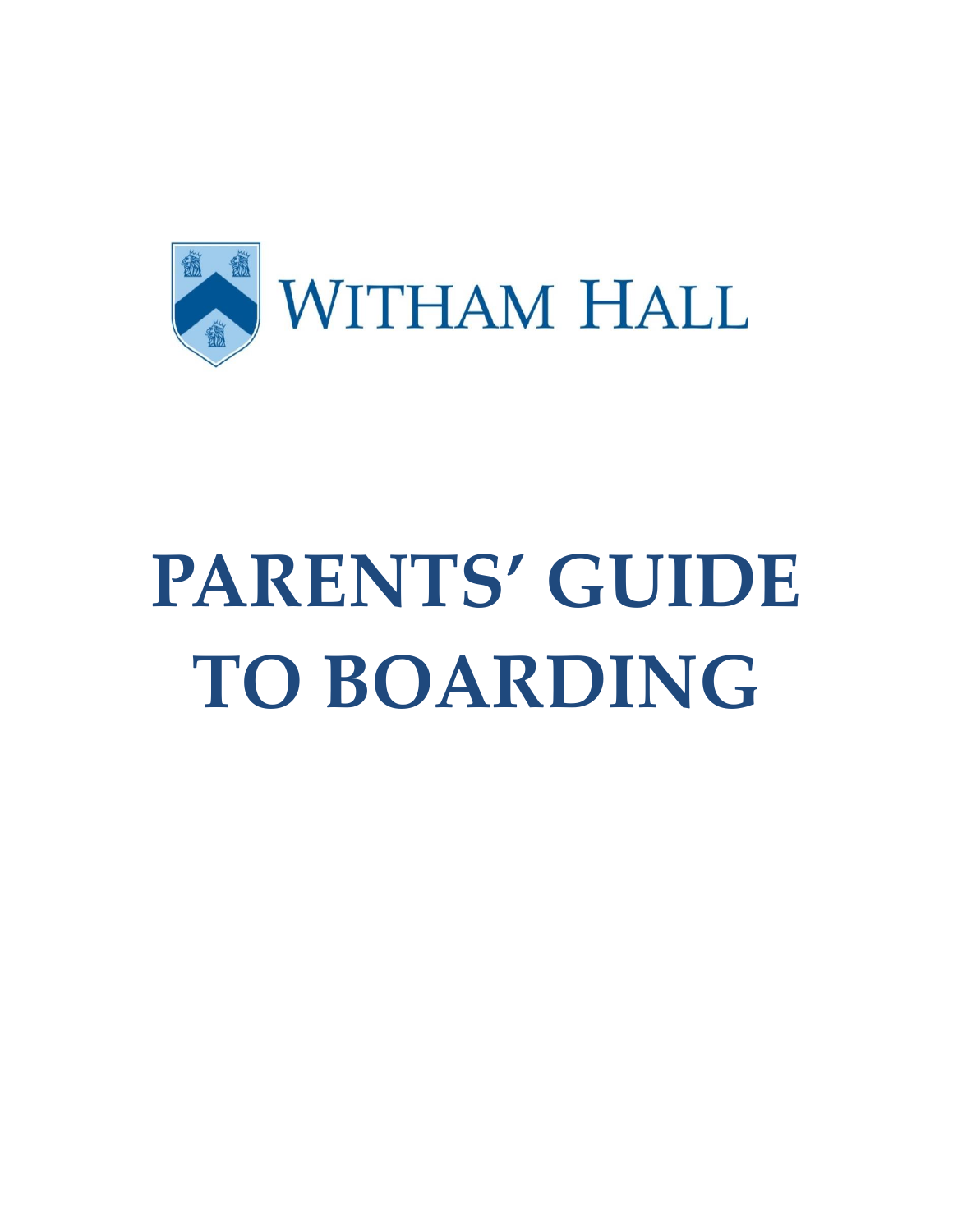WITHAM HALL

# PARENTS' GUIDE TO BOARDING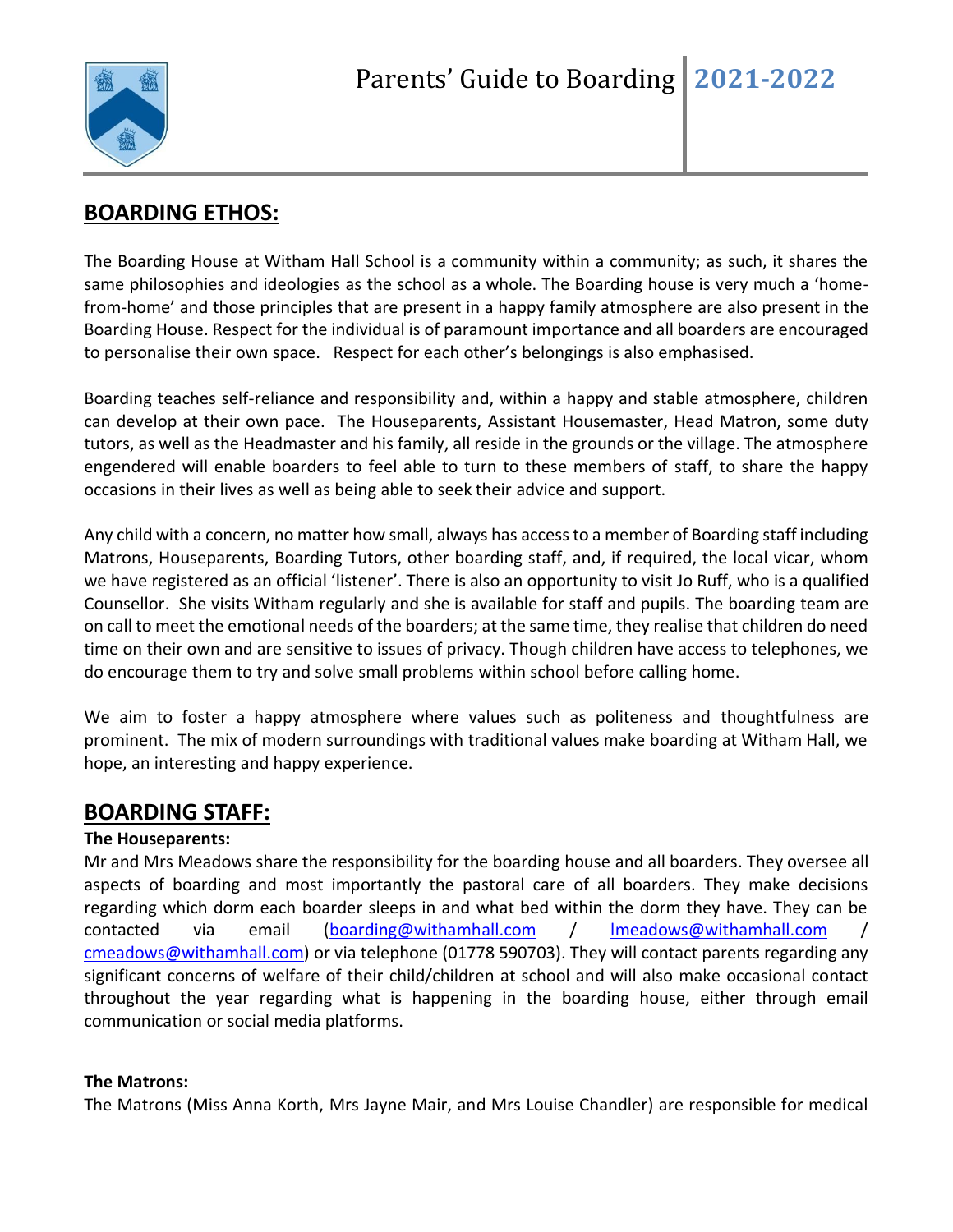# Parents' Guide to Boarding 2021-2022

## BOARDING ETHOS:

The Boarding House at Witham Hall School is a community within a community; as such, it shares the same philosophies and ideologies as the school as a whole. The Boarding house is very much a 'home-from-home' and those principles that are present in a happy family atmosphere are also present in the Boarding House. Respect for the individual is of paramount importance and all boarders are encouraged to personalise their own space. Respect for each other's belongings is also emphasised.

Boarding teaches self-reliance and responsibility and, within a happy and stable atmosphere, children can develop at their own pace. The Houseparents, Assistant Housemaster, Head Matron, some duty tutors, as well as the Headmaster and his family, all reside in the grounds or the village. The atmosphere engendered will enable boarders to feel able to turn to these members of staff, to share the happy occasions in their lives as well as being able to seek their advice and support.

Any child with a concern, no matter how small, always has access to a member of Boarding staff including Matrons, Houseparents, Boarding Tutors, other boarding staff, and, if required, the local vicar, whom we have registered as an official 'listener'. There is also an opportunity to visit Jo Ruff, who is a qualified Counsellor. She visits Witham regularly and she is available for staff and pupils. The boarding team are on call to meet the emotional needs of the boarders; at the same time, they realise that children do need time on their own and are sensitive to issues of privacy. Though children have access to telephones, we do encourage them to try and solve small problems within school before calling home.

We aim to foster a happy atmosphere where values such as politeness and thoughtfulness are prominent. The mix of modern surroundings with traditional values make boarding at Witham Hall, we hope, an interesting and happy experience.

## BOARDING STAFF:

**The Houseparents:**

Mr and Mrs Meadows share the responsibility for the boarding house and all boarders. They oversee all aspects of boarding and most importantly the pastoral care of all boarders. They make decisions regarding which dorm each boarder sleeps in and what bed within the dorm they have. They can be contacted via email (boarding@withamhall.com / lmeadows@withamhall.com / cmeadows@withamhall.com) or via telephone (01778 590703). They will contact parents regarding any significant concerns of welfare of their child/children at school and will also make occasional contact throughout the year regarding what is happening in the boarding house, either through email communication or social media platforms.

**The Matrons:**

The Matrons (Miss Anna Korth, Mrs Jayne Mair, and Mrs Louise Chandler) are responsible for medical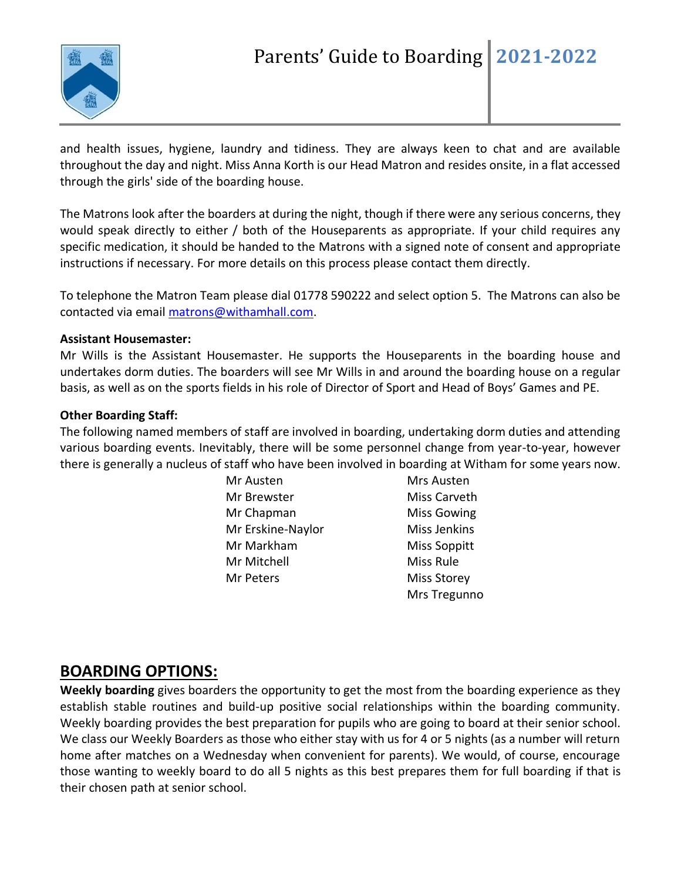and health issues, hygiene, laundry and tidiness. They are always keen to chat and are available throughout the day and night. Miss Anna Korth is our Head Matron and resides onsite, in a flat accessed through the girls' side of the boarding house.

The Matrons look after the boarders at during the night, though if there were any serious concerns, they would speak directly to either / both of the Houseparents as appropriate. If your child requires any specific medication, it should be handed to the Matrons with a signed note of consent and appropriate instructions if necessary. For more details on this process please contact them directly.

To telephone the Matron Team please dial 01778 590222 and select option 5. The Matrons can also be contacted via email matrons@withamhall.com.

**Assistant Housemaster:**
Mr Wills is the Assistant Housemaster. He supports the Houseparents in the boarding house and undertakes dorm duties. The boarders will see Mr Wills in and around the boarding house on a regular basis, as well as on the sports fields in his role of Director of Sport and Head of Boys' Games and PE.

**Other Boarding Staff:**
The following named members of staff are involved in boarding, undertaking dorm duties and attending various boarding events. Inevitably, there will be some personnel change from year-to-year, however there is generally a nucleus of staff who have been involved in boarding at Witham for some years now.

| | |
|---|---|
| Mr Austen | Mrs Austen |
| Mr Brewster | Miss Carveth |
| Mr Chapman | Miss Gowing |
| Mr Erskine-Naylor | Miss Jenkins |
| Mr Markham | Miss Soppitt |
| Mr Mitchell | Miss Rule |
| Mr Peters | Miss Storey |
| | Mrs Tregunno |

## BOARDING OPTIONS:

**Weekly boarding** gives boarders the opportunity to get the most from the boarding experience as they establish stable routines and build-up positive social relationships within the boarding community. Weekly boarding provides the best preparation for pupils who are going to board at their senior school. We class our Weekly Boarders as those who either stay with us for 4 or 5 nights (as a number will return home after matches on a Wednesday when convenient for parents). We would, of course, encourage those wanting to weekly board to do all 5 nights as this best prepares them for full boarding if that is their chosen path at senior school.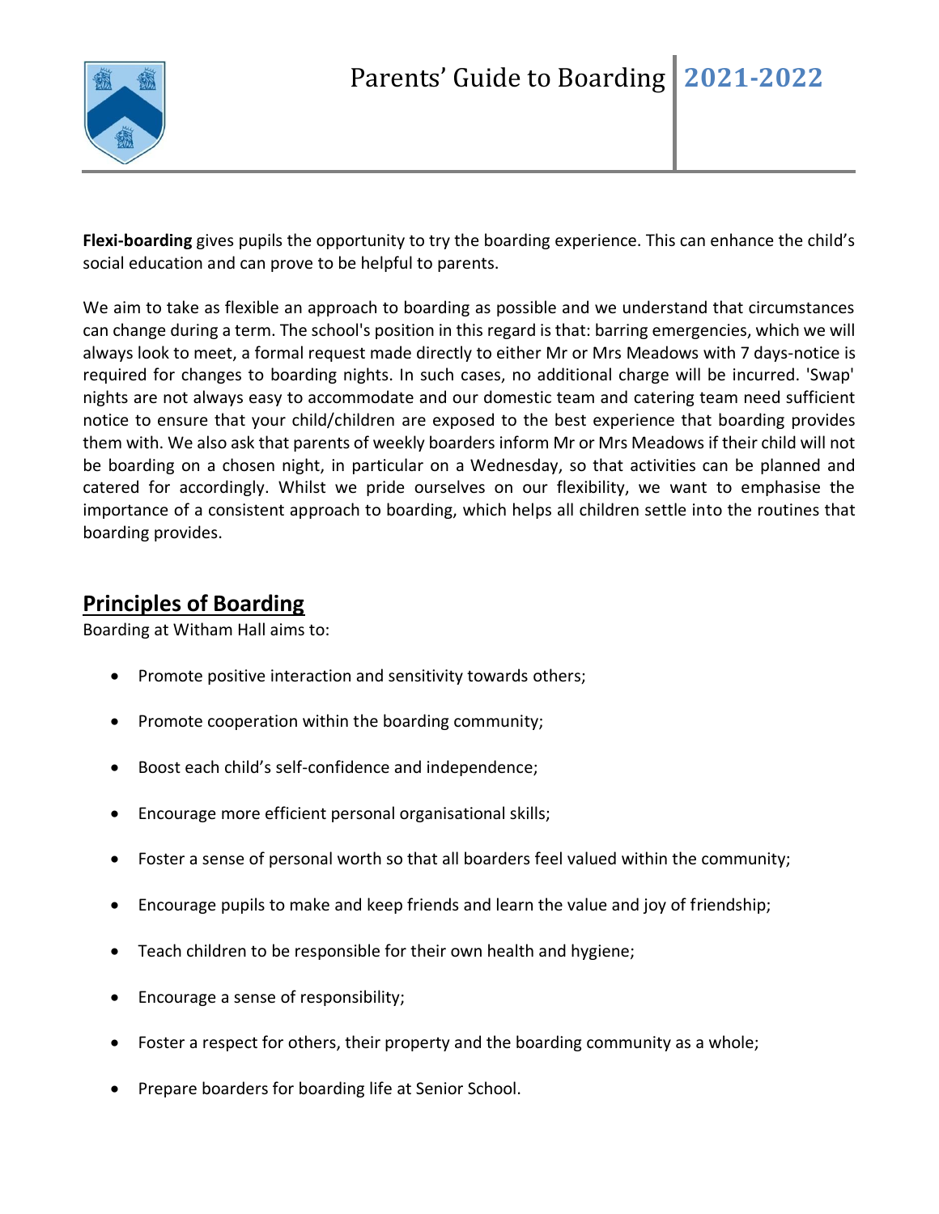**Flexi-boarding** gives pupils the opportunity to try the boarding experience. This can enhance the child's social education and can prove to be helpful to parents.

We aim to take as flexible an approach to boarding as possible and we understand that circumstances can change during a term. The school's position in this regard is that: barring emergencies, which we will always look to meet, a formal request made directly to either Mr or Mrs Meadows with 7 days-notice is required for changes to boarding nights. In such cases, no additional charge will be incurred. 'Swap' nights are not always easy to accommodate and our domestic team and catering team need sufficient notice to ensure that your child/children are exposed to the best experience that boarding provides them with. We also ask that parents of weekly boarders inform Mr or Mrs Meadows if their child will not be boarding on a chosen night, in particular on a Wednesday, so that activities can be planned and catered for accordingly. Whilst we pride ourselves on our flexibility, we want to emphasise the importance of a consistent approach to boarding, which helps all children settle into the routines that boarding provides.

## Principles of Boarding

Boarding at Witham Hall aims to:

- Promote positive interaction and sensitivity towards others;
- Promote cooperation within the boarding community;
- Boost each child's self-confidence and independence;
- Encourage more efficient personal organisational skills;
- Foster a sense of personal worth so that all boarders feel valued within the community;
- Encourage pupils to make and keep friends and learn the value and joy of friendship;
- Teach children to be responsible for their own health and hygiene;
- Encourage a sense of responsibility;
- Foster a respect for others, their property and the boarding community as a whole;
- Prepare boarders for boarding life at Senior School.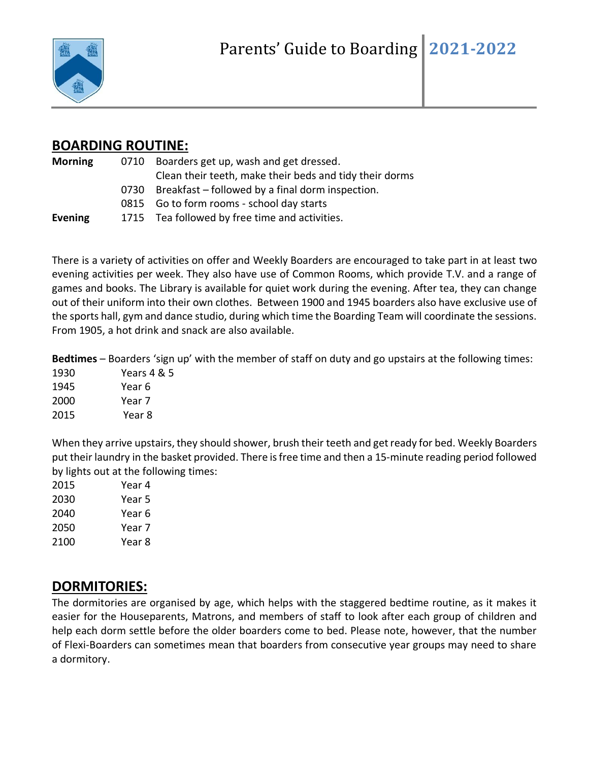## BOARDING ROUTINE:

| | | |
|---|---|---|
| **Morning** | 0710 | Boarders get up, wash and get dressed. Clean their teeth, make their beds and tidy their dorms |
| | 0730 | Breakfast – followed by a final dorm inspection. |
| | 0815 | Go to form rooms - school day starts |
| **Evening** | 1715 | Tea followed by free time and activities. |

There is a variety of activities on offer and Weekly Boarders are encouraged to take part in at least two evening activities per week. They also have use of Common Rooms, which provide T.V. and a range of games and books. The Library is available for quiet work during the evening. After tea, they can change out of their uniform into their own clothes. Between 1900 and 1945 boarders also have exclusive use of the sports hall, gym and dance studio, during which time the Boarding Team will coordinate the sessions. From 1905, a hot drink and snack are also available.

**Bedtimes** – Boarders 'sign up' with the member of staff on duty and go upstairs at the following times:

| | |
|---|---|
| 1930 | Years 4 & 5 |
| 1945 | Year 6 |
| 2000 | Year 7 |
| 2015 | Year 8 |

When they arrive upstairs, they should shower, brush their teeth and get ready for bed. Weekly Boarders put their laundry in the basket provided. There is free time and then a 15-minute reading period followed by lights out at the following times:

| | |
|---|---|
| 2015 | Year 4 |
| 2030 | Year 5 |
| 2040 | Year 6 |
| 2050 | Year 7 |
| 2100 | Year 8 |

## DORMITORIES:

The dormitories are organised by age, which helps with the staggered bedtime routine, as it makes it easier for the Houseparents, Matrons, and members of staff to look after each group of children and help each dorm settle before the older boarders come to bed. Please note, however, that the number of Flexi-Boarders can sometimes mean that boarders from consecutive year groups may need to share a dormitory.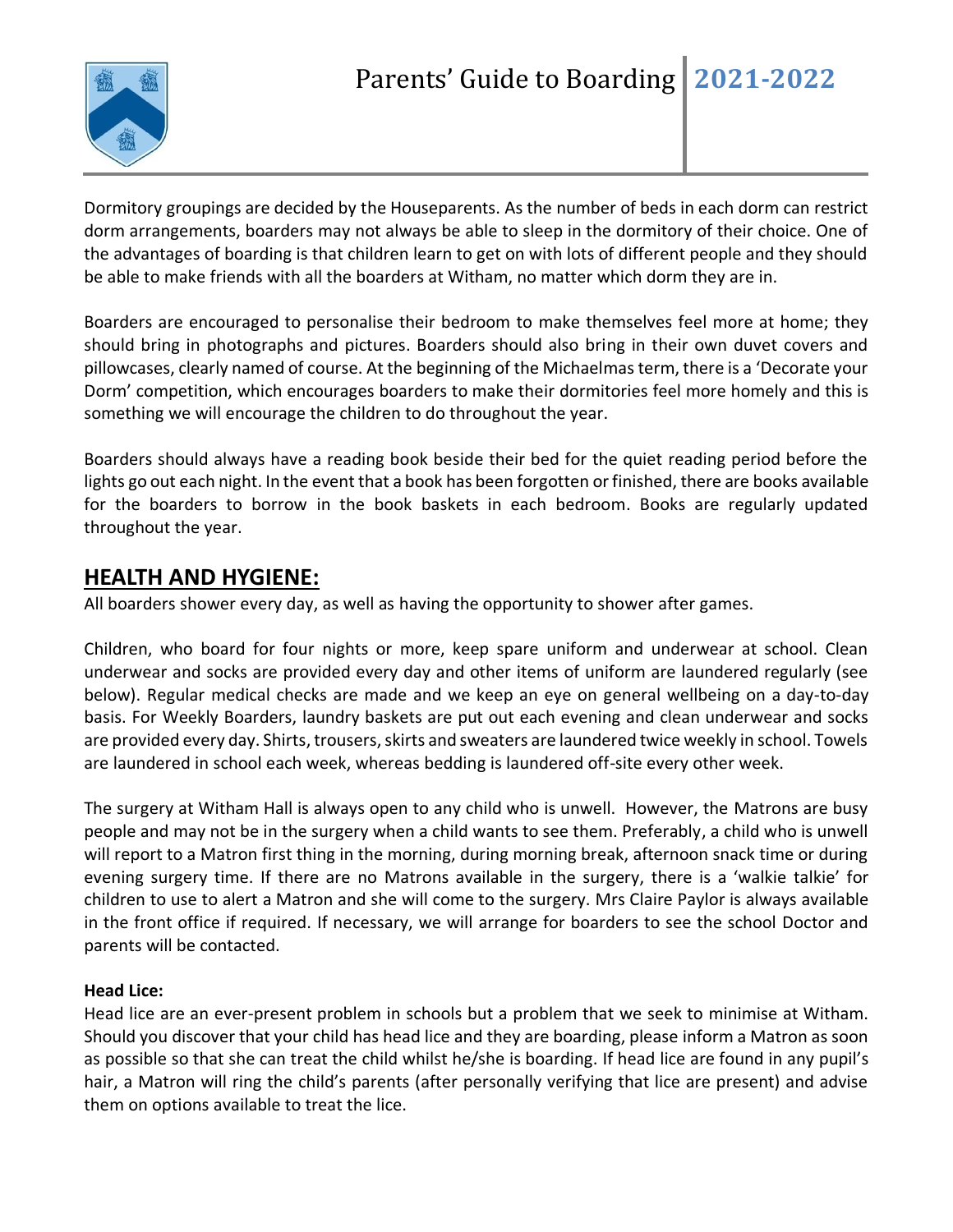Dormitory groupings are decided by the Houseparents. As the number of beds in each dorm can restrict dorm arrangements, boarders may not always be able to sleep in the dormitory of their choice. One of the advantages of boarding is that children learn to get on with lots of different people and they should be able to make friends with all the boarders at Witham, no matter which dorm they are in.

Boarders are encouraged to personalise their bedroom to make themselves feel more at home; they should bring in photographs and pictures. Boarders should also bring in their own duvet covers and pillowcases, clearly named of course. At the beginning of the Michaelmas term, there is a 'Decorate your Dorm' competition, which encourages boarders to make their dormitories feel more homely and this is something we will encourage the children to do throughout the year.

Boarders should always have a reading book beside their bed for the quiet reading period before the lights go out each night. In the event that a book has been forgotten or finished, there are books available for the boarders to borrow in the book baskets in each bedroom. Books are regularly updated throughout the year.

## HEALTH AND HYGIENE:

All boarders shower every day, as well as having the opportunity to shower after games.

Children, who board for four nights or more, keep spare uniform and underwear at school. Clean underwear and socks are provided every day and other items of uniform are laundered regularly (see below). Regular medical checks are made and we keep an eye on general wellbeing on a day-to-day basis. For Weekly Boarders, laundry baskets are put out each evening and clean underwear and socks are provided every day. Shirts, trousers, skirts and sweaters are laundered twice weekly in school. Towels are laundered in school each week, whereas bedding is laundered off-site every other week.

The surgery at Witham Hall is always open to any child who is unwell. However, the Matrons are busy people and may not be in the surgery when a child wants to see them. Preferably, a child who is unwell will report to a Matron first thing in the morning, during morning break, afternoon snack time or during evening surgery time. If there are no Matrons available in the surgery, there is a 'walkie talkie' for children to use to alert a Matron and she will come to the surgery. Mrs Claire Paylor is always available in the front office if required. If necessary, we will arrange for boarders to see the school Doctor and parents will be contacted.

**Head Lice:**

Head lice are an ever-present problem in schools but a problem that we seek to minimise at Witham. Should you discover that your child has head lice and they are boarding, please inform a Matron as soon as possible so that she can treat the child whilst he/she is boarding. If head lice are found in any pupil's hair, a Matron will ring the child's parents (after personally verifying that lice are present) and advise them on options available to treat the lice.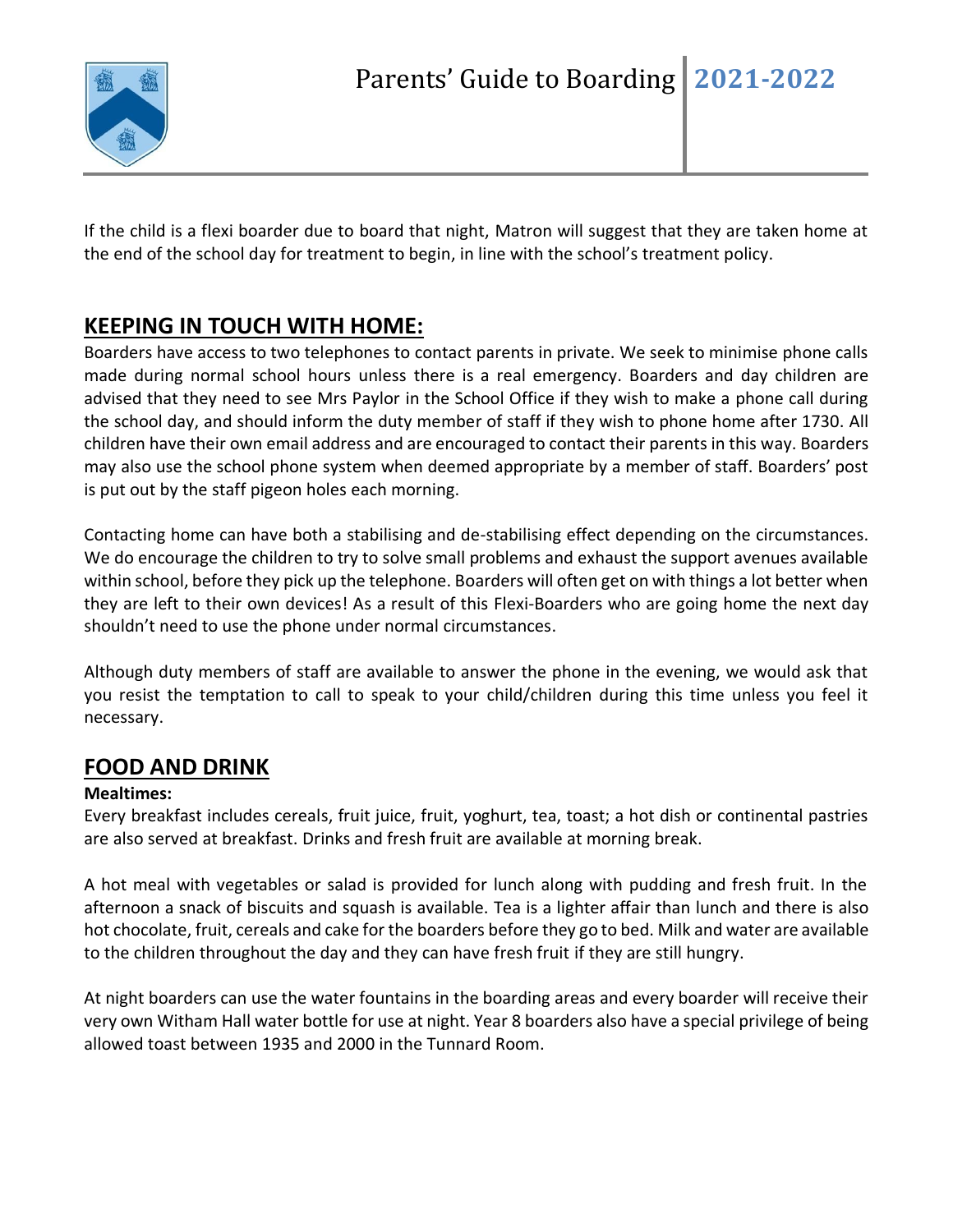If the child is a flexi boarder due to board that night, Matron will suggest that they are taken home at the end of the school day for treatment to begin, in line with the school's treatment policy.

## KEEPING IN TOUCH WITH HOME:

Boarders have access to two telephones to contact parents in private. We seek to minimise phone calls made during normal school hours unless there is a real emergency. Boarders and day children are advised that they need to see Mrs Paylor in the School Office if they wish to make a phone call during the school day, and should inform the duty member of staff if they wish to phone home after 1730. All children have their own email address and are encouraged to contact their parents in this way. Boarders may also use the school phone system when deemed appropriate by a member of staff. Boarders' post is put out by the staff pigeon holes each morning.

Contacting home can have both a stabilising and de-stabilising effect depending on the circumstances. We do encourage the children to try to solve small problems and exhaust the support avenues available within school, before they pick up the telephone. Boarders will often get on with things a lot better when they are left to their own devices! As a result of this Flexi-Boarders who are going home the next day shouldn't need to use the phone under normal circumstances.

Although duty members of staff are available to answer the phone in the evening, we would ask that you resist the temptation to call to speak to your child/children during this time unless you feel it necessary.

## FOOD AND DRINK

**Mealtimes:**

Every breakfast includes cereals, fruit juice, fruit, yoghurt, tea, toast; a hot dish or continental pastries are also served at breakfast. Drinks and fresh fruit are available at morning break.

A hot meal with vegetables or salad is provided for lunch along with pudding and fresh fruit. In the afternoon a snack of biscuits and squash is available. Tea is a lighter affair than lunch and there is also hot chocolate, fruit, cereals and cake for the boarders before they go to bed. Milk and water are available to the children throughout the day and they can have fresh fruit if they are still hungry.

At night boarders can use the water fountains in the boarding areas and every boarder will receive their very own Witham Hall water bottle for use at night. Year 8 boarders also have a special privilege of being allowed toast between 1935 and 2000 in the Tunnard Room.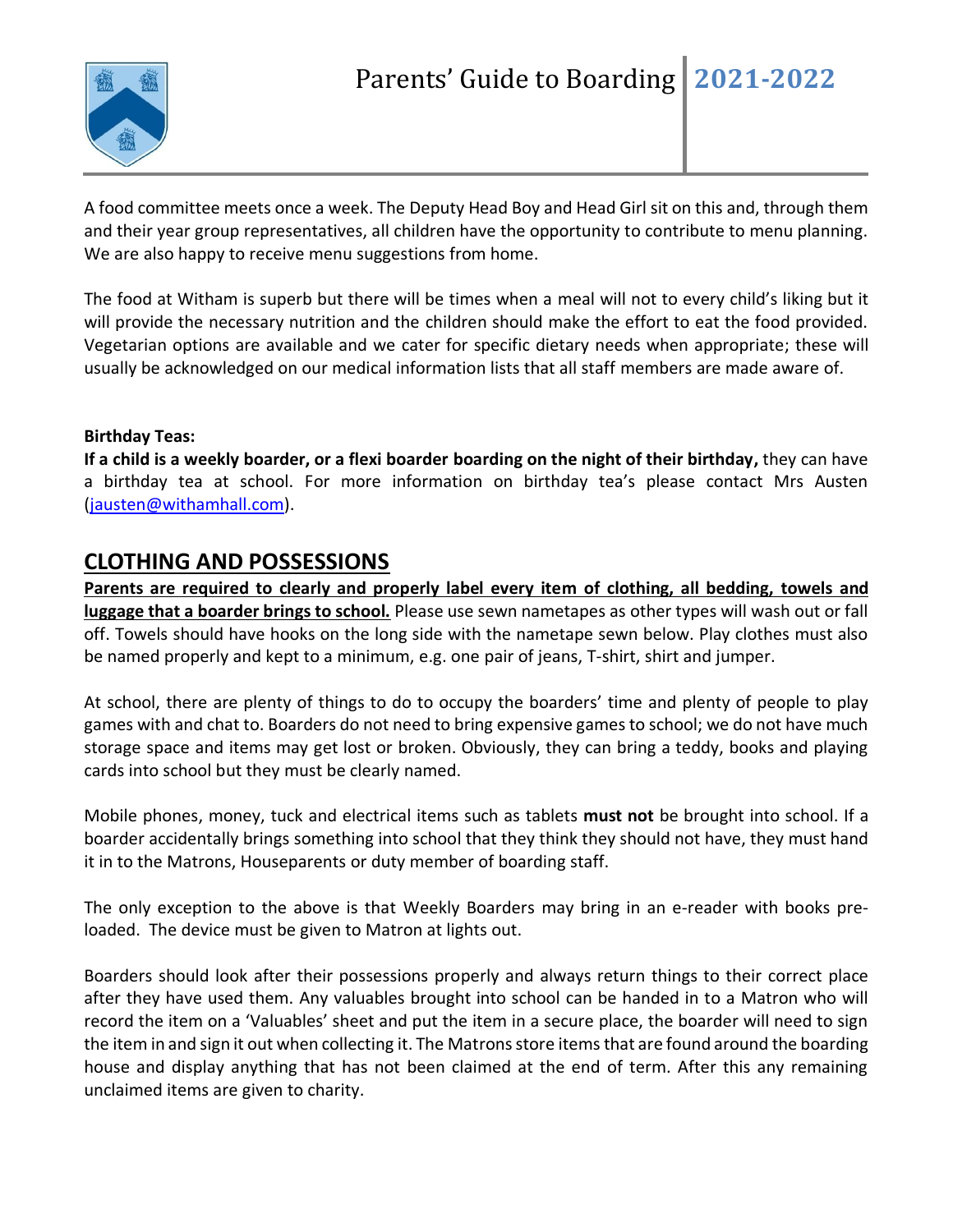A food committee meets once a week. The Deputy Head Boy and Head Girl sit on this and, through them and their year group representatives, all children have the opportunity to contribute to menu planning. We are also happy to receive menu suggestions from home.

The food at Witham is superb but there will be times when a meal will not to every child's liking but it will provide the necessary nutrition and the children should make the effort to eat the food provided. Vegetarian options are available and we cater for specific dietary needs when appropriate; these will usually be acknowledged on our medical information lists that all staff members are made aware of.

**Birthday Teas:**

**If a child is a weekly boarder, or a flexi boarder boarding on the night of their birthday,** they can have a birthday tea at school. For more information on birthday tea's please contact Mrs Austen (jausten@withamhall.com).

## CLOTHING AND POSSESSIONS

**Parents are required to clearly and properly label every item of clothing, all bedding, towels and luggage that a boarder brings to school.** Please use sewn nametapes as other types will wash out or fall off. Towels should have hooks on the long side with the nametape sewn below. Play clothes must also be named properly and kept to a minimum, e.g. one pair of jeans, T-shirt, shirt and jumper.

At school, there are plenty of things to do to occupy the boarders' time and plenty of people to play games with and chat to. Boarders do not need to bring expensive games to school; we do not have much storage space and items may get lost or broken. Obviously, they can bring a teddy, books and playing cards into school but they must be clearly named.

Mobile phones, money, tuck and electrical items such as tablets **must not** be brought into school. If a boarder accidentally brings something into school that they think they should not have, they must hand it in to the Matrons, Houseparents or duty member of boarding staff.

The only exception to the above is that Weekly Boarders may bring in an e-reader with books pre-loaded. The device must be given to Matron at lights out.

Boarders should look after their possessions properly and always return things to their correct place after they have used them. Any valuables brought into school can be handed in to a Matron who will record the item on a 'Valuables' sheet and put the item in a secure place, the boarder will need to sign the item in and sign it out when collecting it. The Matrons store items that are found around the boarding house and display anything that has not been claimed at the end of term. After this any remaining unclaimed items are given to charity.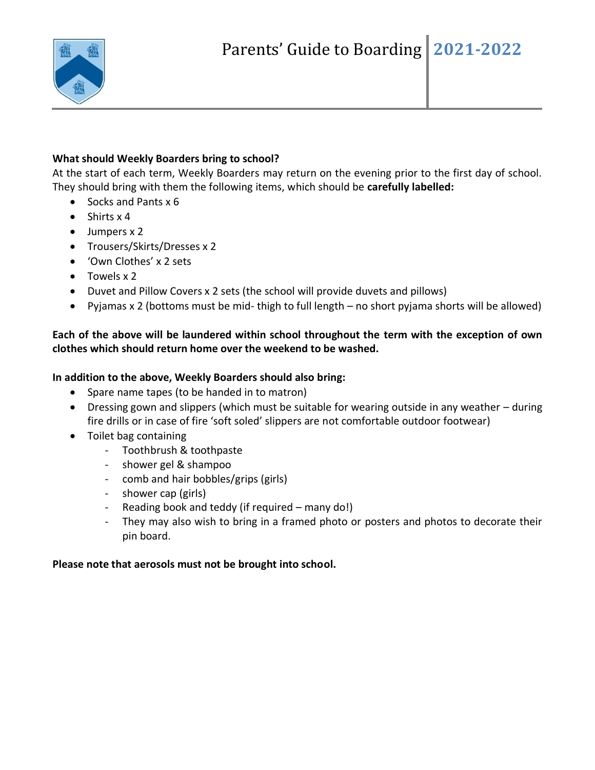**What should Weekly Boarders bring to school?**

At the start of each term, Weekly Boarders may return on the evening prior to the first day of school. They should bring with them the following items, which should be **carefully labelled:**

- Socks and Pants x 6
- Shirts x 4
- Jumpers x 2
- Trousers/Skirts/Dresses x 2
- 'Own Clothes' x 2 sets
- Towels x 2
- Duvet and Pillow Covers x 2 sets (the school will provide duvets and pillows)
- Pyjamas x 2 (bottoms must be mid- thigh to full length – no short pyjama shorts will be allowed)

**Each of the above will be laundered within school throughout the term with the exception of own clothes which should return home over the weekend to be washed.**

**In addition to the above, Weekly Boarders should also bring:**

- Spare name tapes (to be handed in to matron)
- Dressing gown and slippers (which must be suitable for wearing outside in any weather – during fire drills or in case of fire 'soft soled' slippers are not comfortable outdoor footwear)
- Toilet bag containing
    - Toothbrush & toothpaste
    - shower gel & shampoo
    - comb and hair bobbles/grips (girls)
    - shower cap (girls)
    - Reading book and teddy (if required – many do!)
    - They may also wish to bring in a framed photo or posters and photos to decorate their pin board.

**Please note that aerosols must not be brought into school.**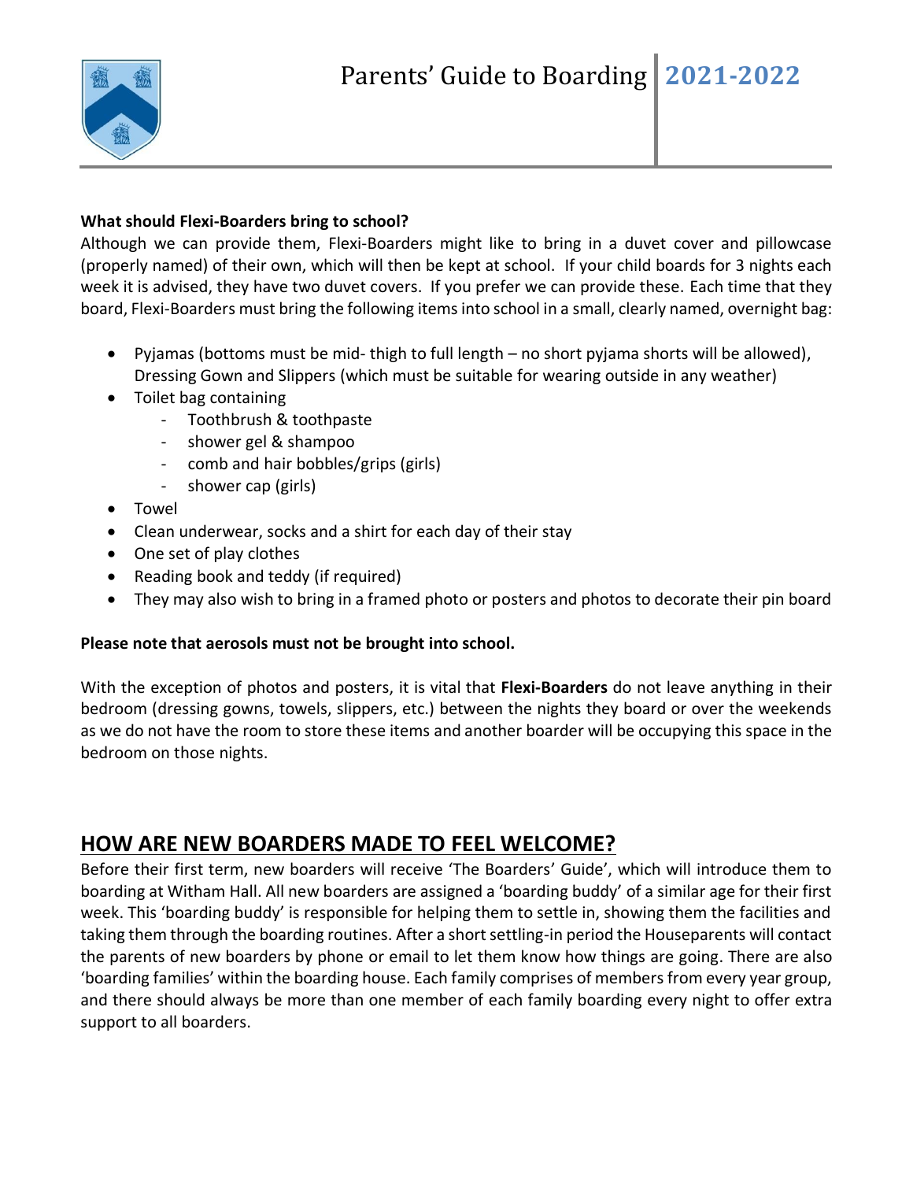**What should Flexi-Boarders bring to school?**

Although we can provide them, Flexi-Boarders might like to bring in a duvet cover and pillowcase (properly named) of their own, which will then be kept at school. If your child boards for 3 nights each week it is advised, they have two duvet covers. If you prefer we can provide these. Each time that they board, Flexi-Boarders must bring the following items into school in a small, clearly named, overnight bag:

- Pyjamas (bottoms must be mid- thigh to full length – no short pyjama shorts will be allowed), Dressing Gown and Slippers (which must be suitable for wearing outside in any weather)
- Toilet bag containing
  - Toothbrush & toothpaste
  - shower gel & shampoo
  - comb and hair bobbles/grips (girls)
  - shower cap (girls)
- Towel
- Clean underwear, socks and a shirt for each day of their stay
- One set of play clothes
- Reading book and teddy (if required)
- They may also wish to bring in a framed photo or posters and photos to decorate their pin board

**Please note that aerosols must not be brought into school.**

With the exception of photos and posters, it is vital that **Flexi-Boarders** do not leave anything in their bedroom (dressing gowns, towels, slippers, etc.) between the nights they board or over the weekends as we do not have the room to store these items and another boarder will be occupying this space in the bedroom on those nights.

## HOW ARE NEW BOARDERS MADE TO FEEL WELCOME?

Before their first term, new boarders will receive 'The Boarders' Guide', which will introduce them to boarding at Witham Hall. All new boarders are assigned a 'boarding buddy' of a similar age for their first week. This 'boarding buddy' is responsible for helping them to settle in, showing them the facilities and taking them through the boarding routines. After a short settling-in period the Houseparents will contact the parents of new boarders by phone or email to let them know how things are going. There are also 'boarding families' within the boarding house. Each family comprises of members from every year group, and there should always be more than one member of each family boarding every night to offer extra support to all boarders.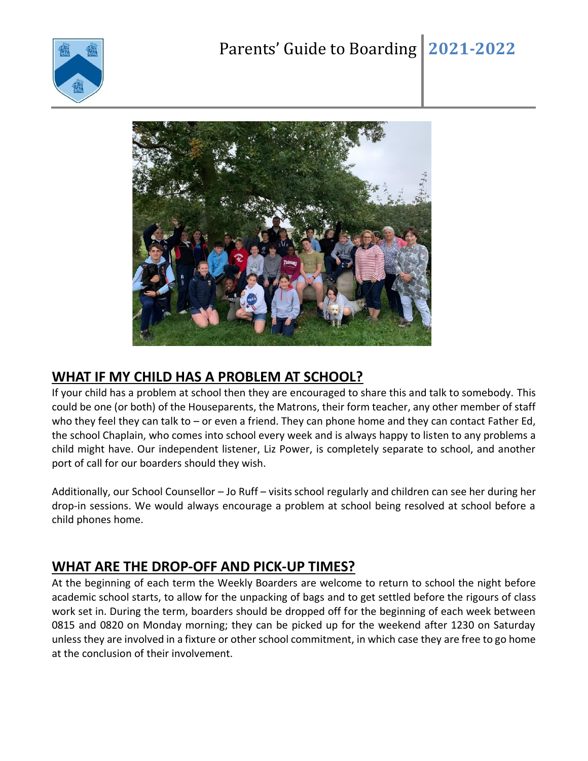## WHAT IF MY CHILD HAS A PROBLEM AT SCHOOL?

If your child has a problem at school then they are encouraged to share this and talk to somebody. This could be one (or both) of the Houseparents, the Matrons, their form teacher, any other member of staff who they feel they can talk to – or even a friend. They can phone home and they can contact Father Ed, the school Chaplain, who comes into school every week and is always happy to listen to any problems a child might have. Our independent listener, Liz Power, is completely separate to school, and another port of call for our boarders should they wish.

Additionally, our School Counsellor – Jo Ruff – visits school regularly and children can see her during her drop-in sessions. We would always encourage a problem at school being resolved at school before a child phones home.

## WHAT ARE THE DROP-OFF AND PICK-UP TIMES?

At the beginning of each term the Weekly Boarders are welcome to return to school the night before academic school starts, to allow for the unpacking of bags and to get settled before the rigours of class work set in. During the term, boarders should be dropped off for the beginning of each week between 0815 and 0820 on Monday morning; they can be picked up for the weekend after 1230 on Saturday unless they are involved in a fixture or other school commitment, in which case they are free to go home at the conclusion of their involvement.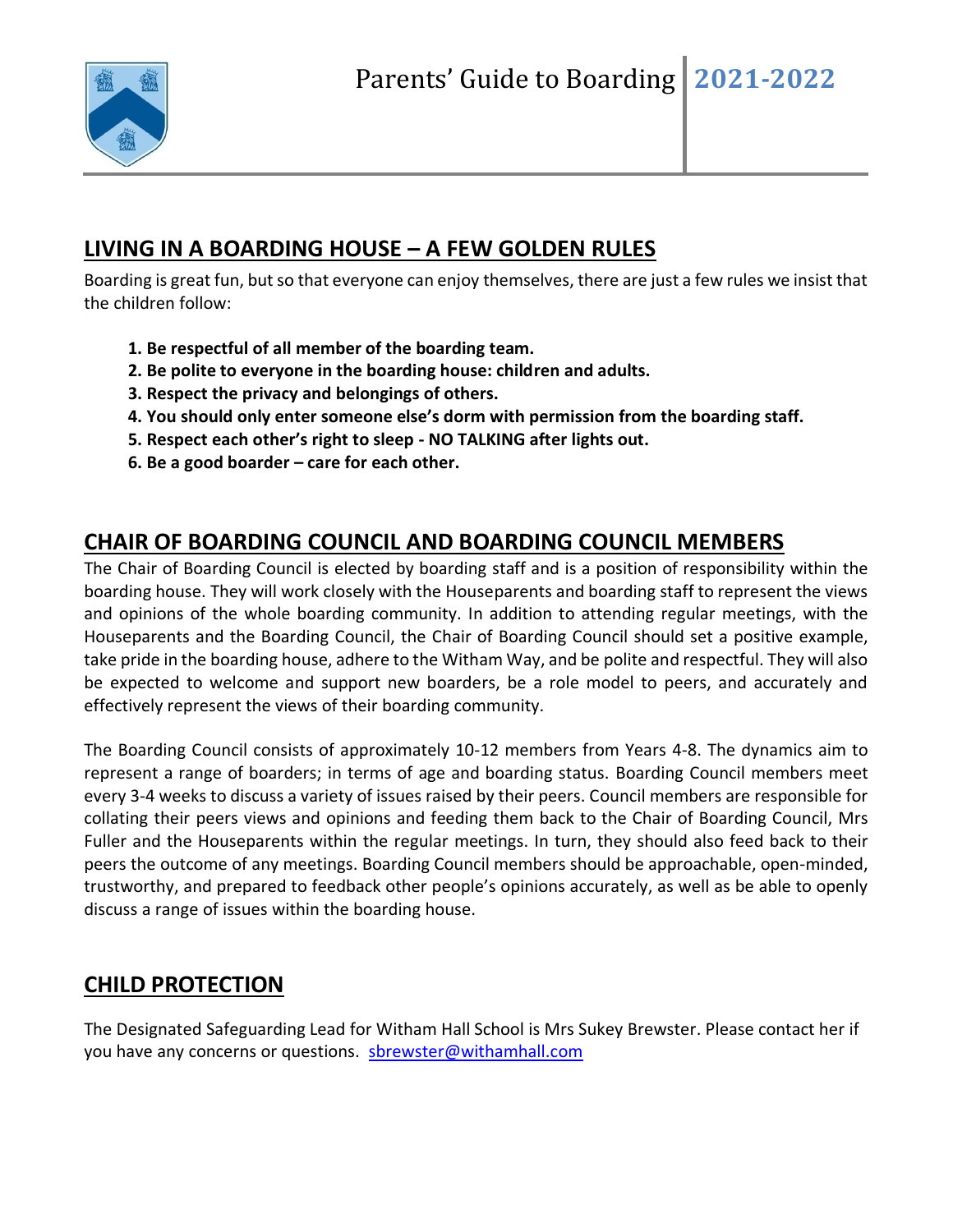## LIVING IN A BOARDING HOUSE – A FEW GOLDEN RULES

Boarding is great fun, but so that everyone can enjoy themselves, there are just a few rules we insist that the children follow:

1. **Be respectful of all member of the boarding team.**
2. **Be polite to everyone in the boarding house: children and adults.**
3. **Respect the privacy and belongings of others.**
4. **You should only enter someone else's dorm with permission from the boarding staff.**
5. **Respect each other's right to sleep - NO TALKING after lights out.**
6. **Be a good boarder – care for each other.**

## CHAIR OF BOARDING COUNCIL AND BOARDING COUNCIL MEMBERS

The Chair of Boarding Council is elected by boarding staff and is a position of responsibility within the boarding house. They will work closely with the Houseparents and boarding staff to represent the views and opinions of the whole boarding community. In addition to attending regular meetings, with the Houseparents and the Boarding Council, the Chair of Boarding Council should set a positive example, take pride in the boarding house, adhere to the Witham Way, and be polite and respectful. They will also be expected to welcome and support new boarders, be a role model to peers, and accurately and effectively represent the views of their boarding community.

The Boarding Council consists of approximately 10-12 members from Years 4-8. The dynamics aim to represent a range of boarders; in terms of age and boarding status. Boarding Council members meet every 3-4 weeks to discuss a variety of issues raised by their peers. Council members are responsible for collating their peers views and opinions and feeding them back to the Chair of Boarding Council, Mrs Fuller and the Houseparents within the regular meetings. In turn, they should also feed back to their peers the outcome of any meetings. Boarding Council members should be approachable, open-minded, trustworthy, and prepared to feedback other people's opinions accurately, as well as be able to openly discuss a range of issues within the boarding house.

## CHILD PROTECTION

The Designated Safeguarding Lead for Witham Hall School is Mrs Sukey Brewster. Please contact her if you have any concerns or questions. sbrewster@withamhall.com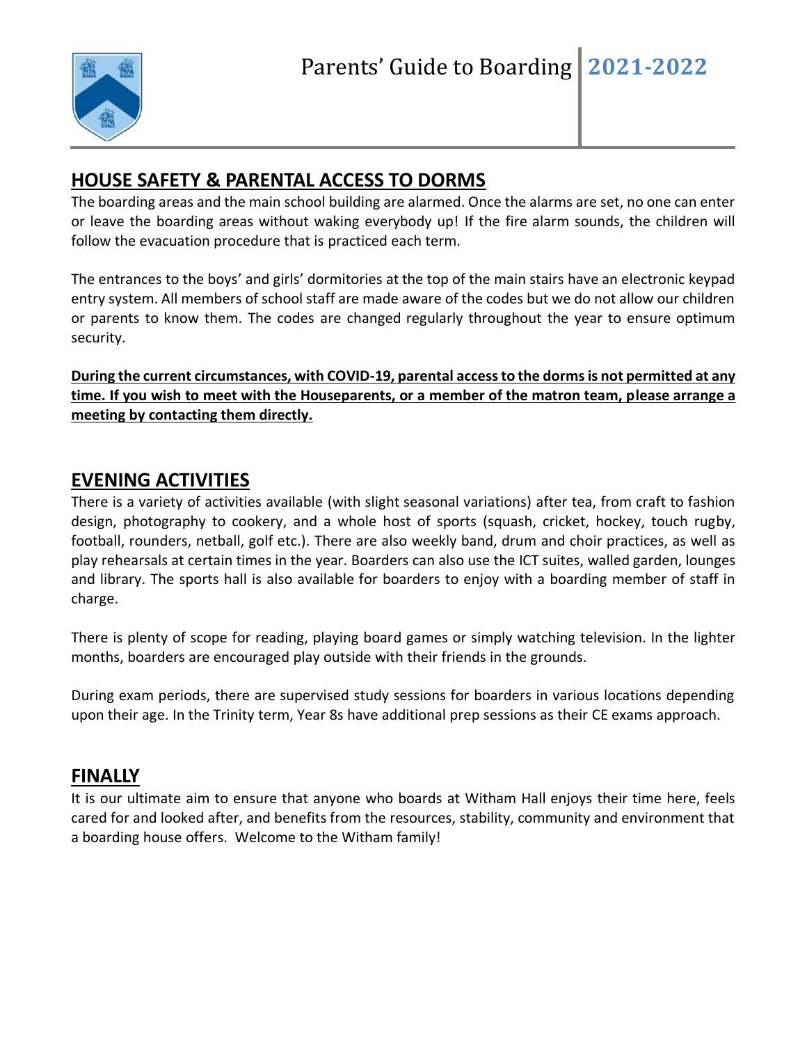## HOUSE SAFETY & PARENTAL ACCESS TO DORMS

The boarding areas and the main school building are alarmed. Once the alarms are set, no one can enter or leave the boarding areas without waking everybody up! If the fire alarm sounds, the children will follow the evacuation procedure that is practiced each term.

The entrances to the boys' and girls' dormitories at the top of the main stairs have an electronic keypad entry system. All members of school staff are made aware of the codes but we do not allow our children or parents to know them. The codes are changed regularly throughout the year to ensure optimum security.

**During the current circumstances, with COVID-19, parental access to the dorms is not permitted at any time. If you wish to meet with the Houseparents, or a member of the matron team, please arrange a meeting by contacting them directly.**

## EVENING ACTIVITIES

There is a variety of activities available (with slight seasonal variations) after tea, from craft to fashion design, photography to cookery, and a whole host of sports (squash, cricket, hockey, touch rugby, football, rounders, netball, golf etc.). There are also weekly band, drum and choir practices, as well as play rehearsals at certain times in the year. Boarders can also use the ICT suites, walled garden, lounges and library. The sports hall is also available for boarders to enjoy with a boarding member of staff in charge.

There is plenty of scope for reading, playing board games or simply watching television. In the lighter months, boarders are encouraged play outside with their friends in the grounds.

During exam periods, there are supervised study sessions for boarders in various locations depending upon their age. In the Trinity term, Year 8s have additional prep sessions as their CE exams approach.

## FINALLY

It is our ultimate aim to ensure that anyone who boards at Witham Hall enjoys their time here, feels cared for and looked after, and benefits from the resources, stability, community and environment that a boarding house offers. Welcome to the Witham family!